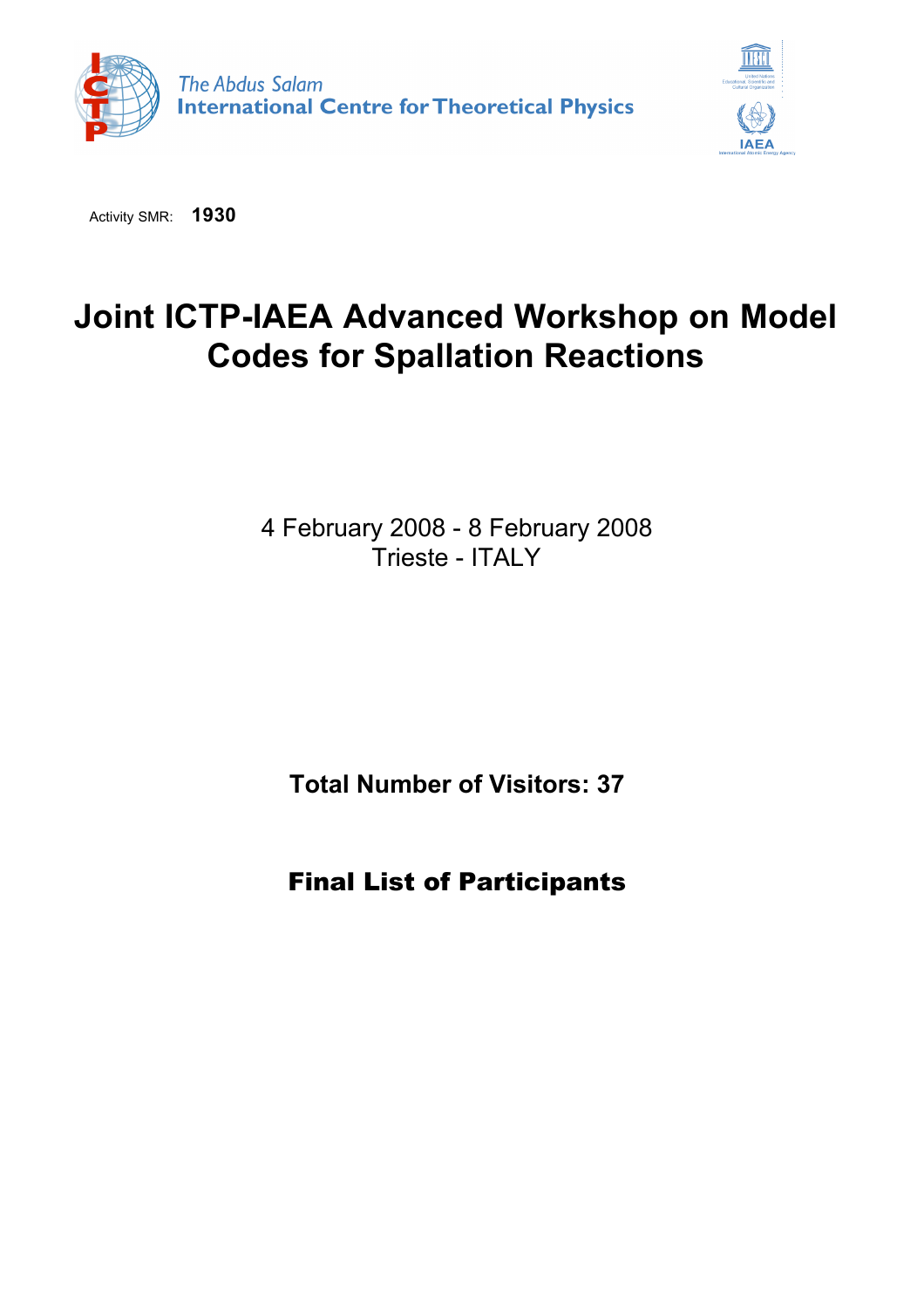The Abdus Salam International Centre for Theoretical Physics

Activity SMR: **1930**

# Joint ICTP-IAEA Advanced Workshop on Model Codes for Spallation Reactions

4 February 2008 - 8 February 2008
Trieste - ITALY

**Total Number of Visitors: 37**

## Final List of Participants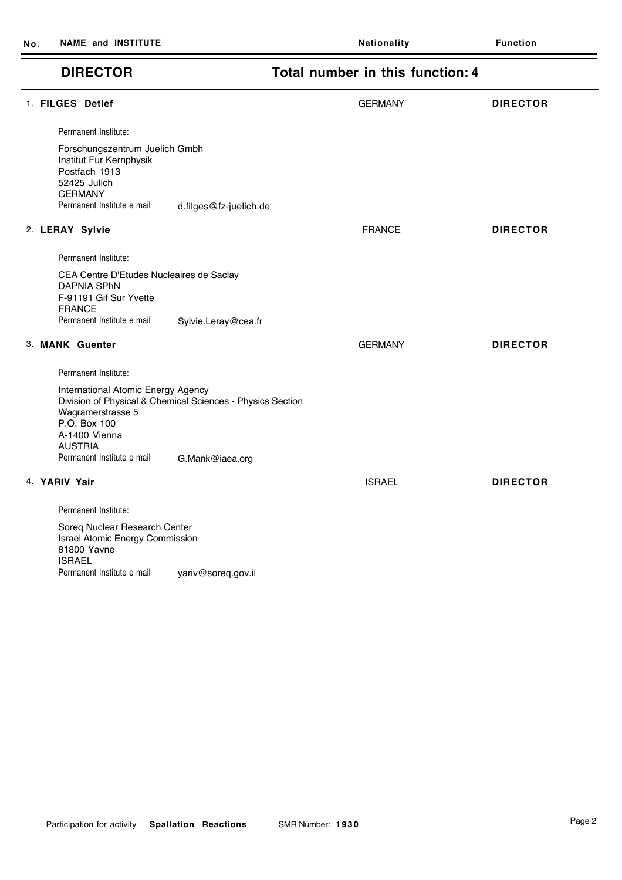| No. | NAME and INSTITUTE | Nationality | Function |
|---|---|---|---|

## DIRECTOR — Total number in this function: 4

1. **FILGES Detlef** — GERMANY — **DIRECTOR**

   Permanent Institute:

   Forschungszentrum Juelich Gmbh
   Institut Fur Kernphysik
   Postfach 1913
   52425 Julich
   GERMANY
   Permanent Institute e mail: d.filges@fz-juelich.de

2. **LERAY Sylvie** — FRANCE — **DIRECTOR**

   Permanent Institute:

   CEA Centre D'Etudes Nucleaires de Saclay
   DAPNIA SPhN
   F-91191 Gif Sur Yvette
   FRANCE
   Permanent Institute e mail: Sylvie.Leray@cea.fr

3. **MANK Guenter** — GERMANY — **DIRECTOR**

   Permanent Institute:

   International Atomic Energy Agency
   Division of Physical & Chemical Sciences - Physics Section
   Wagramerstrasse 5
   P.O. Box 100
   A-1400 Vienna
   AUSTRIA
   Permanent Institute e mail: G.Mank@iaea.org

4. **YARIV Yair** — ISRAEL — **DIRECTOR**

   Permanent Institute:

   Soreq Nuclear Research Center
   Israel Atomic Energy Commission
   81800 Yavne
   ISRAEL
   Permanent Institute e mail: yariv@soreq.gov.il

Participation for activity **Spallation Reactions** SMR Number: **1930**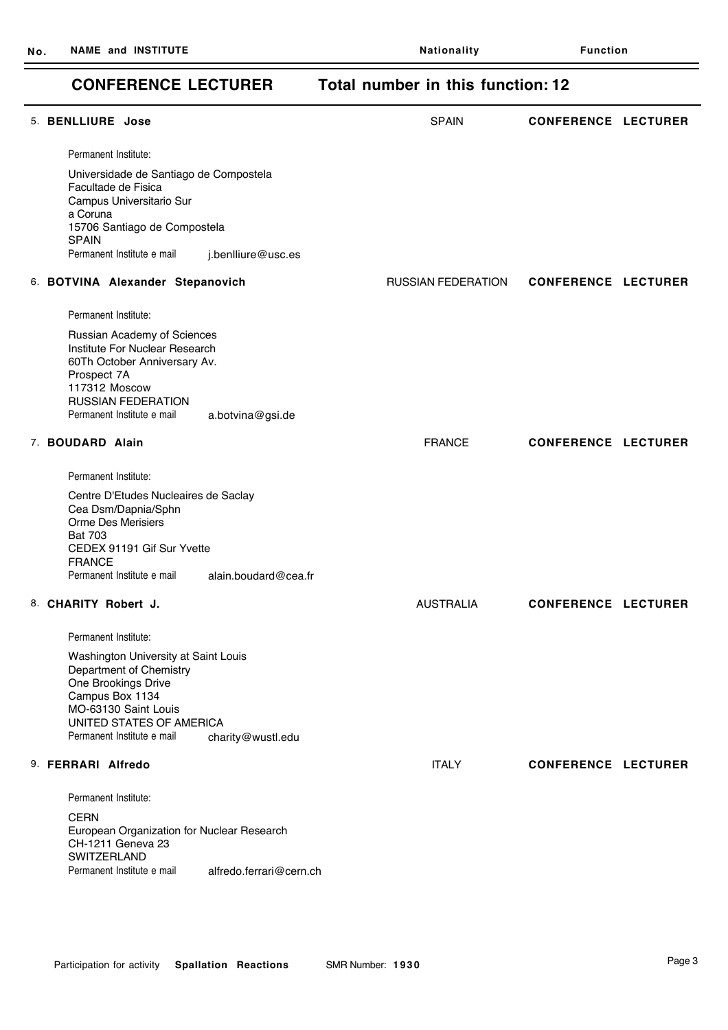| No. | NAME and INSTITUTE | Nationality | Function |
|---|---|---|---|

## CONFERENCE LECTURER Total number in this function: 12

**5. BENLLIURE Jose** — SPAIN — **CONFERENCE LECTURER**

Permanent Institute:

Universidade de Santiago de Compostela
Facultade de Fisica
Campus Universitario Sur
a Coruna
15706 Santiago de Compostela
SPAIN

Permanent Institute e mail j.benlliure@usc.es

**6. BOTVINA Alexander Stepanovich** — RUSSIAN FEDERATION — **CONFERENCE LECTURER**

Permanent Institute:

Russian Academy of Sciences
Institute For Nuclear Research
60Th October Anniversary Av.
Prospect 7A
117312 Moscow
RUSSIAN FEDERATION

Permanent Institute e mail a.botvina@gsi.de

**7. BOUDARD Alain** — FRANCE — **CONFERENCE LECTURER**

Permanent Institute:

Centre D'Etudes Nucleaires de Saclay
Cea Dsm/Dapnia/Sphn
Orme Des Merisiers
Bat 703
CEDEX 91191 Gif Sur Yvette
FRANCE

Permanent Institute e mail alain.boudard@cea.fr

**8. CHARITY Robert J.** — AUSTRALIA — **CONFERENCE LECTURER**

Permanent Institute:

Washington University at Saint Louis
Department of Chemistry
One Brookings Drive
Campus Box 1134
MO-63130 Saint Louis
UNITED STATES OF AMERICA

Permanent Institute e mail charity@wustl.edu

**9. FERRARI Alfredo** — ITALY — **CONFERENCE LECTURER**

Permanent Institute:

CERN
European Organization for Nuclear Research
CH-1211 Geneva 23
SWITZERLAND

Permanent Institute e mail alfredo.ferrari@cern.ch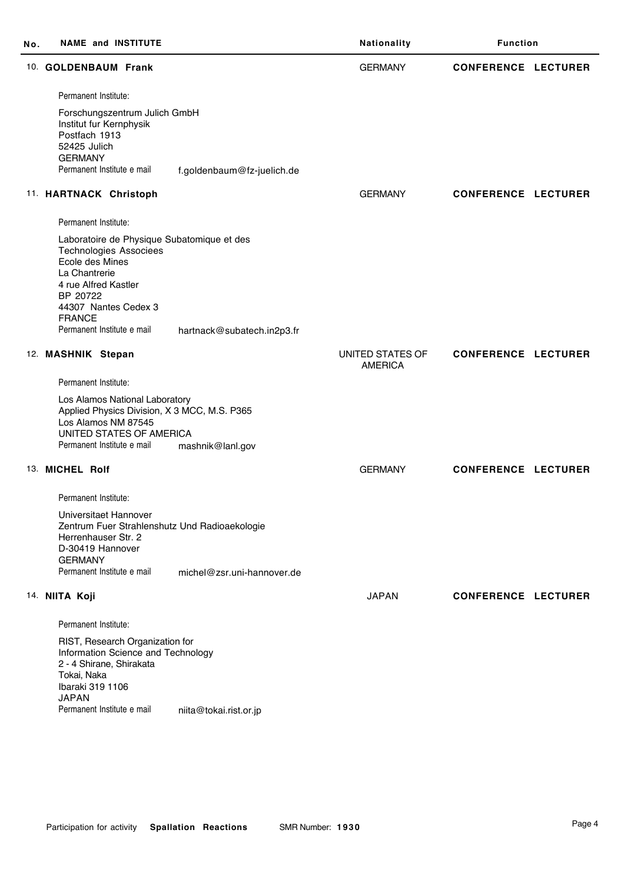| No. | NAME and INSTITUTE | Nationality | Function |
|---|---|---|---|
| 10. | **GOLDENBAUM Frank** | GERMANY | **CONFERENCE LECTURER** |

Permanent Institute:

Forschungszentrum Julich GmbH
Institut fur Kernphysik
Postfach 1913
52425 Julich
GERMANY
Permanent Institute e mail f.goldenbaum@fz-juelich.de

| No. | NAME and INSTITUTE | Nationality | Function |
|---|---|---|---|
| 11. | **HARTNACK Christoph** | GERMANY | **CONFERENCE LECTURER** |

Permanent Institute:

Laboratoire de Physique Subatomique et des
Technologies Associees
Ecole des Mines
La Chantrerie
4 rue Alfred Kastler
BP 20722
44307 Nantes Cedex 3
FRANCE
Permanent Institute e mail hartnack@subatech.in2p3.fr

| No. | NAME and INSTITUTE | Nationality | Function |
|---|---|---|---|
| 12. | **MASHNIK Stepan** | UNITED STATES OF AMERICA | **CONFERENCE LECTURER** |

Permanent Institute:

Los Alamos National Laboratory
Applied Physics Division, X 3 MCC, M.S. P365
Los Alamos NM 87545
UNITED STATES OF AMERICA
Permanent Institute e mail mashnik@lanl.gov

| No. | NAME and INSTITUTE | Nationality | Function |
|---|---|---|---|
| 13. | **MICHEL Rolf** | GERMANY | **CONFERENCE LECTURER** |

Permanent Institute:

Universitaet Hannover
Zentrum Fuer Strahlenshutz Und Radioaekologie
Herrenhauser Str. 2
D-30419 Hannover
GERMANY
Permanent Institute e mail michel@zsr.uni-hannover.de

| No. | NAME and INSTITUTE | Nationality | Function |
|---|---|---|---|
| 14. | **NIITA Koji** | JAPAN | **CONFERENCE LECTURER** |

Permanent Institute:

RIST, Research Organization for
Information Science and Technology
2 - 4 Shirane, Shirakata
Tokai, Naka
Ibaraki 319 1106
JAPAN
Permanent Institute e mail niita@tokai.rist.or.jp

Participation for activity **Spallation Reactions** SMR Number: **1930**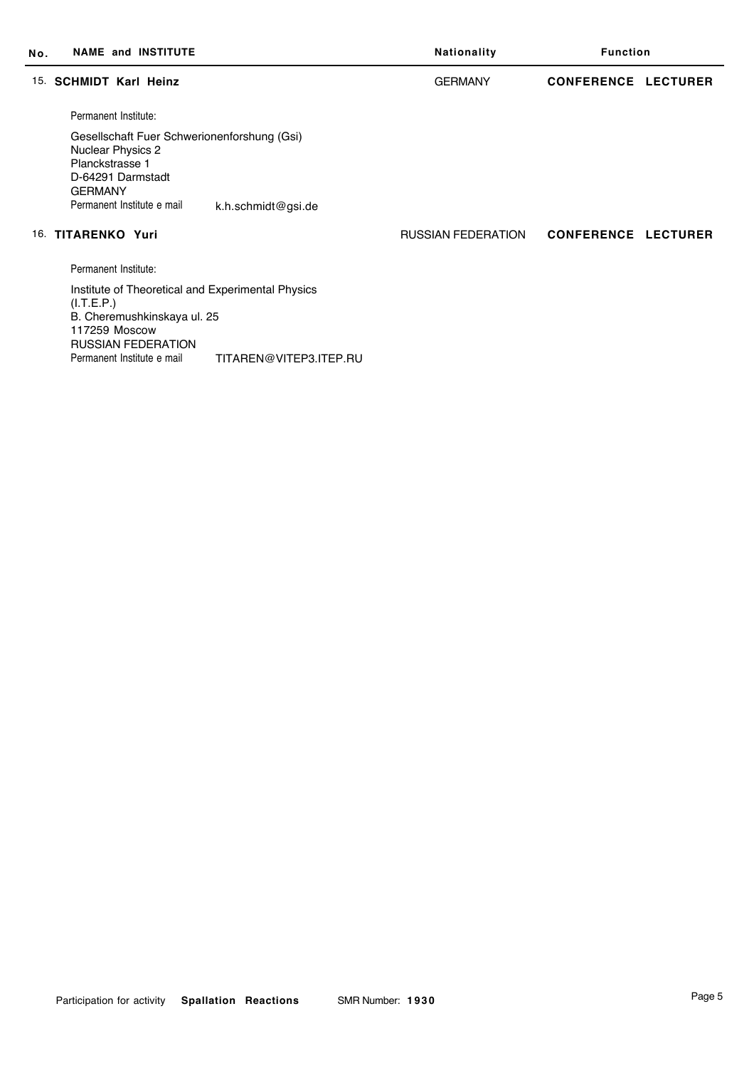| No. | NAME and INSTITUTE | Nationality | Function |
|---|---|---|---|
| 15. | **SCHMIDT Karl Heinz** | GERMANY | **CONFERENCE LECTURER** |

Permanent Institute:

Gesellschaft Fuer Schwerionenforshung (Gsi)
Nuclear Physics 2
Planckstrasse 1
D-64291 Darmstadt
GERMANY
Permanent Institute e mail k.h.schmidt@gsi.de

| No. | NAME and INSTITUTE | Nationality | Function |
|---|---|---|---|
| 16. | **TITARENKO Yuri** | RUSSIAN FEDERATION | **CONFERENCE LECTURER** |

Permanent Institute:

Institute of Theoretical and Experimental Physics
(I.T.E.P.)
B. Cheremushkinskaya ul. 25
117259 Moscow
RUSSIAN FEDERATION
Permanent Institute e mail TITAREN@VITEP3.ITEP.RU

Participation for activity **Spallation Reactions** SMR Number: **1930**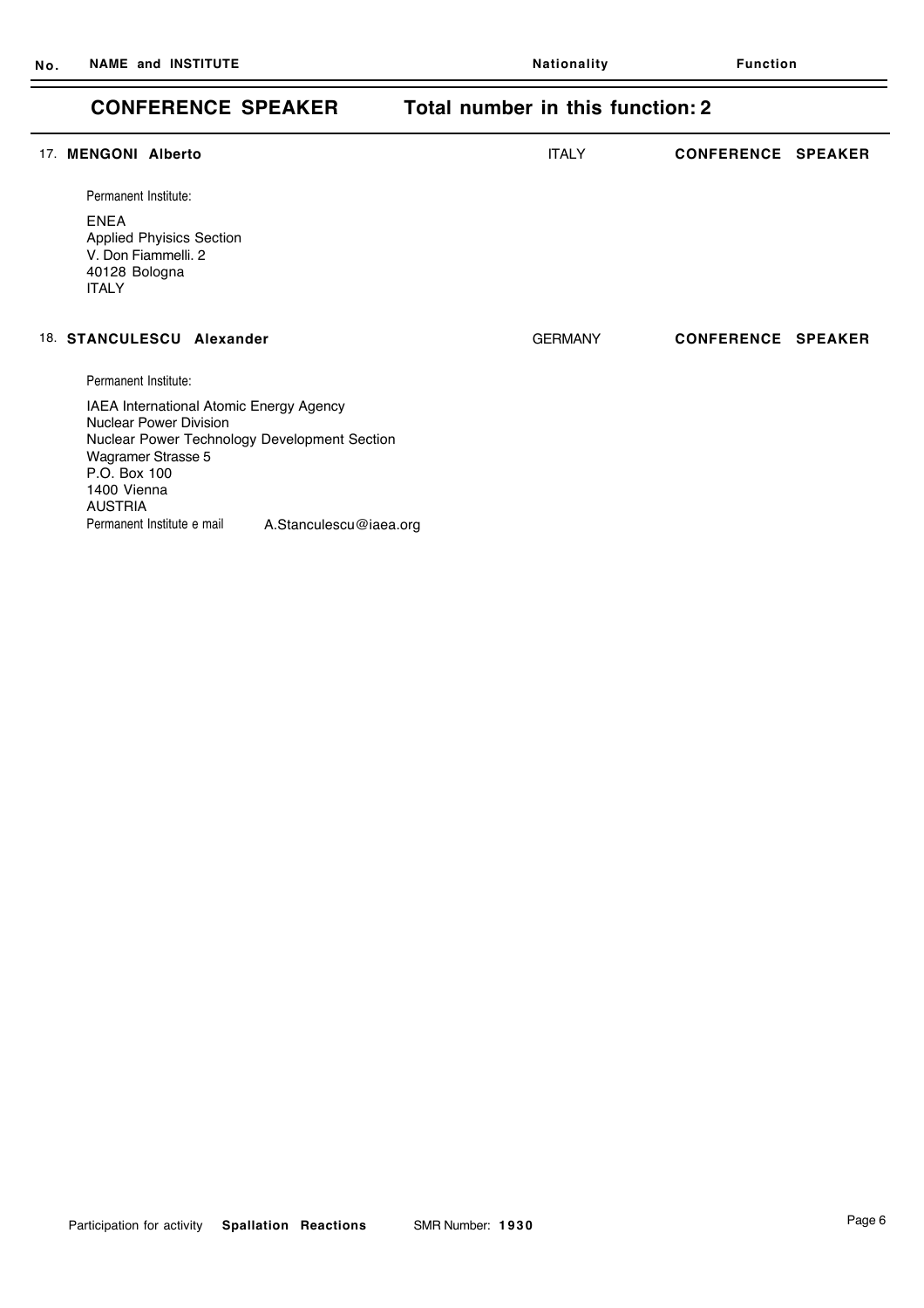| No. | NAME and INSTITUTE | Nationality | Function |
|---|---|---|---|

## CONFERENCE SPEAKER — Total number in this function: 2

17. **MENGONI Alberto** — ITALY — **CONFERENCE SPEAKER**

Permanent Institute:

ENEA
Applied Phyisics Section
V. Don Fiammelli. 2
40128 Bologna
ITALY

18. **STANCULESCU Alexander** — GERMANY — **CONFERENCE SPEAKER**

Permanent Institute:

IAEA International Atomic Energy Agency
Nuclear Power Division
Nuclear Power Technology Development Section
Wagramer Strasse 5
P.O. Box 100
1400 Vienna
AUSTRIA
Permanent Institute e mail A.Stanculescu@iaea.org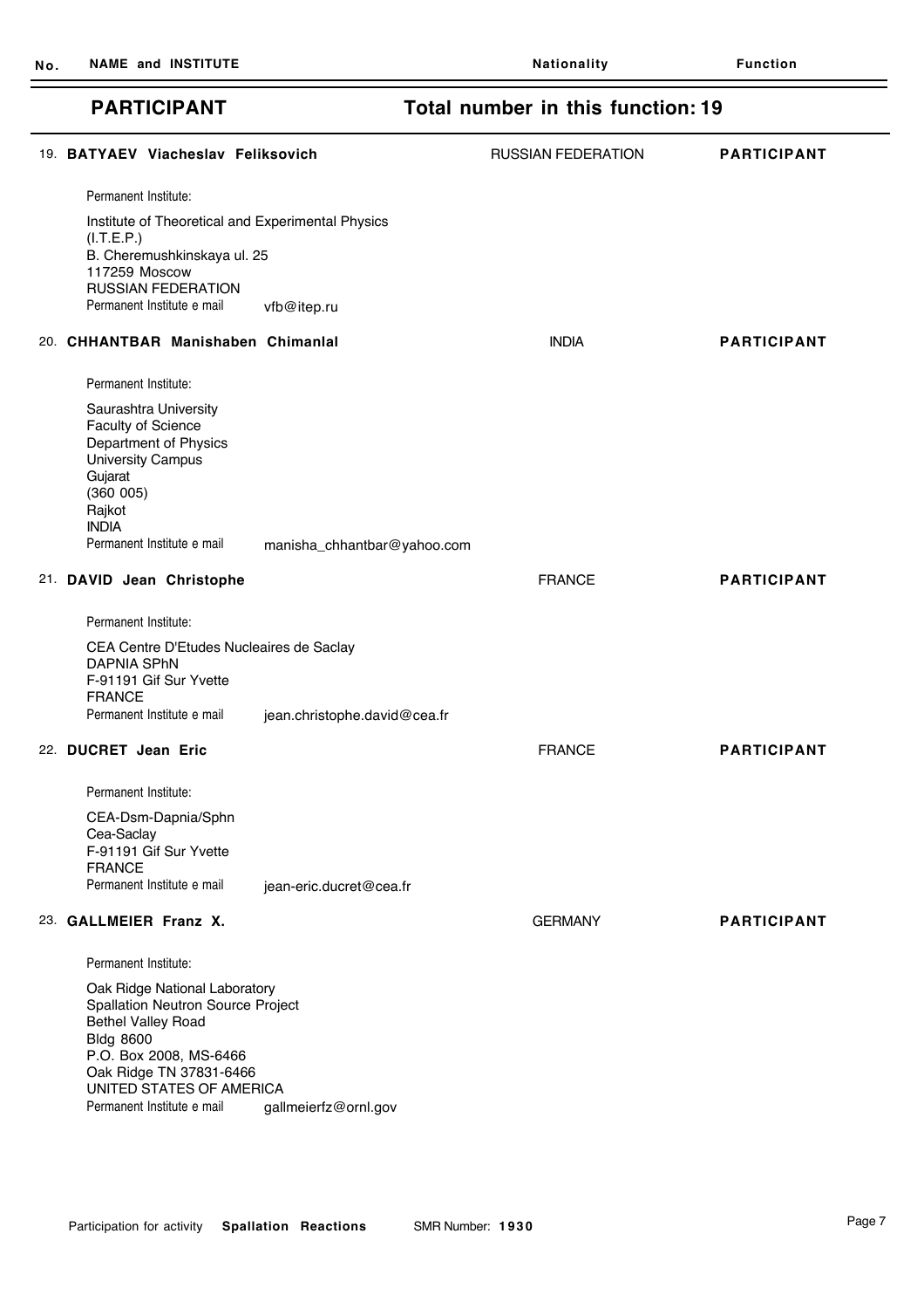| No. | NAME and INSTITUTE | Nationality | Function |
|---|---|---|---|

## PARTICIPANT — Total number in this function: 19

**19. BATYAEV Viacheslav Feliksovich** — RUSSIAN FEDERATION — **PARTICIPANT**

Permanent Institute:

Institute of Theoretical and Experimental Physics
(I.T.E.P.)
B. Cheremushkinskaya ul. 25
117259 Moscow
RUSSIAN FEDERATION
Permanent Institute e mail: vfb@itep.ru

**20. CHHANTBAR Manishaben Chimanlal** — INDIA — **PARTICIPANT**

Permanent Institute:

Saurashtra University
Faculty of Science
Department of Physics
University Campus
Gujarat
(360 005)
Rajkot
INDIA
Permanent Institute e mail: manisha_chhantbar@yahoo.com

**21. DAVID Jean Christophe** — FRANCE — **PARTICIPANT**

Permanent Institute:

CEA Centre D'Etudes Nucleaires de Saclay
DAPNIA SPhN
F-91191 Gif Sur Yvette
FRANCE
Permanent Institute e mail: jean.christophe.david@cea.fr

**22. DUCRET Jean Eric** — FRANCE — **PARTICIPANT**

Permanent Institute:

CEA-Dsm-Dapnia/Sphn
Cea-Saclay
F-91191 Gif Sur Yvette
FRANCE
Permanent Institute e mail: jean-eric.ducret@cea.fr

**23. GALLMEIER Franz X.** — GERMANY — **PARTICIPANT**

Permanent Institute:

Oak Ridge National Laboratory
Spallation Neutron Source Project
Bethel Valley Road
Bldg 8600
P.O. Box 2008, MS-6466
Oak Ridge TN 37831-6466
UNITED STATES OF AMERICA
Permanent Institute e mail: gallmeierfz@ornl.gov

Participation for activity **Spallation Reactions** SMR Number: **1930**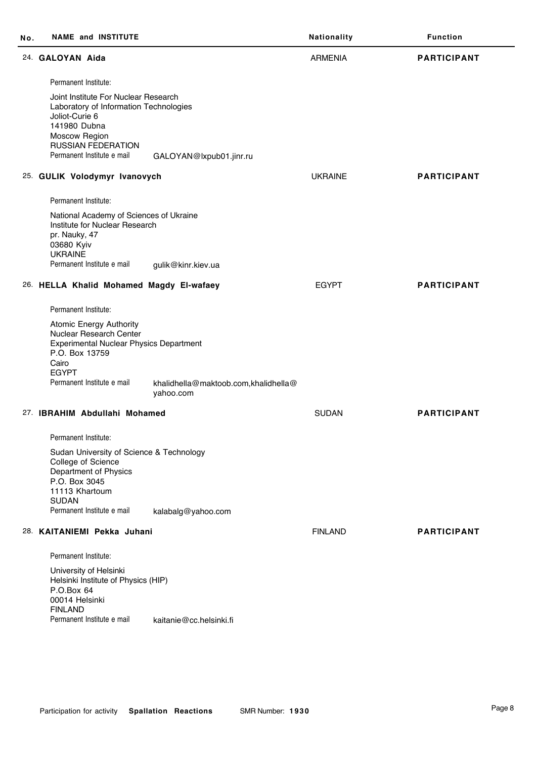| No. | NAME and INSTITUTE | Nationality | Function |
|---|---|---|---|
| 24. | **GALOYAN Aida** | ARMENIA | **PARTICIPANT** |

Permanent Institute:

Joint Institute For Nuclear Research
Laboratory of Information Technologies
Joliot-Curie 6
141980 Dubna
Moscow Region
RUSSIAN FEDERATION
Permanent Institute e mail GALOYAN@lxpub01.jinr.ru

| No. | NAME and INSTITUTE | Nationality | Function |
|---|---|---|---|
| 25. | **GULIK Volodymyr Ivanovych** | UKRAINE | **PARTICIPANT** |

Permanent Institute:

National Academy of Sciences of Ukraine
Institute for Nuclear Research
pr. Nauky, 47
03680 Kyiv
UKRAINE
Permanent Institute e mail gulik@kinr.kiev.ua

| No. | NAME and INSTITUTE | Nationality | Function |
|---|---|---|---|
| 26. | **HELLA Khalid Mohamed Magdy El-wafaey** | EGYPT | **PARTICIPANT** |

Permanent Institute:

Atomic Energy Authority
Nuclear Research Center
Experimental Nuclear Physics Department
P.O. Box 13759
Cairo
EGYPT
Permanent Institute e mail khalidhella@maktoob.com,khalidhella@yahoo.com

| No. | NAME and INSTITUTE | Nationality | Function |
|---|---|---|---|
| 27. | **IBRAHIM Abdullahi Mohamed** | SUDAN | **PARTICIPANT** |

Permanent Institute:

Sudan University of Science & Technology
College of Science
Department of Physics
P.O. Box 3045
11113 Khartoum
SUDAN
Permanent Institute e mail kalabalg@yahoo.com

| No. | NAME and INSTITUTE | Nationality | Function |
|---|---|---|---|
| 28. | **KAITANIEMI Pekka Juhani** | FINLAND | **PARTICIPANT** |

Permanent Institute:

University of Helsinki
Helsinki Institute of Physics (HIP)
P.O.Box 64
00014 Helsinki
FINLAND
Permanent Institute e mail kaitanie@cc.helsinki.fi

Participation for activity **Spallation Reactions** SMR Number: **1930**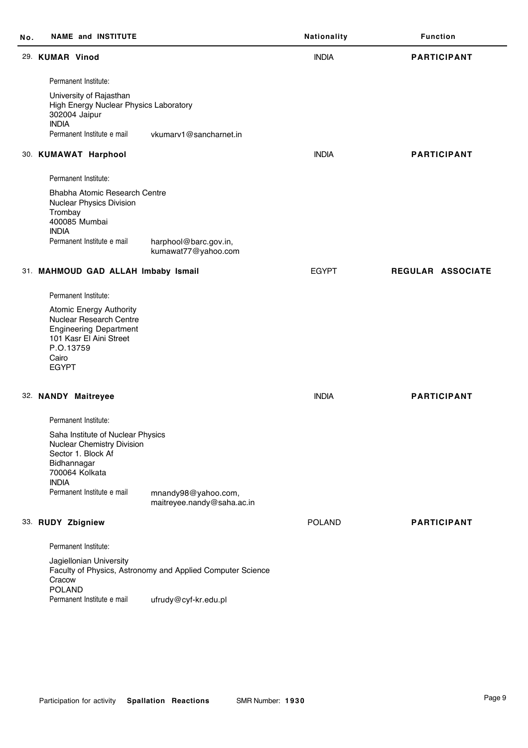| No. | NAME and INSTITUTE | | Nationality | Function |
|---|---|---|---|---|
| 29. | **KUMAR Vinod** | | INDIA | **PARTICIPANT** |

Permanent Institute:

University of Rajasthan
High Energy Nuclear Physics Laboratory
302004 Jaipur
INDIA

Permanent Institute e mail: vkumarv1@sancharnet.in

| No. | NAME and INSTITUTE | Nationality | Function |
|---|---|---|---|
| 30. | **KUMAWAT Harphool** | INDIA | **PARTICIPANT** |

Permanent Institute:

Bhabha Atomic Research Centre
Nuclear Physics Division
Trombay
400085 Mumbai
INDIA

Permanent Institute e mail: harphool@barc.gov.in, kumawat77@yahoo.com

| No. | NAME and INSTITUTE | Nationality | Function |
|---|---|---|---|
| 31. | **MAHMOUD GAD ALLAH Imbaby Ismail** | EGYPT | **REGULAR ASSOCIATE** |

Permanent Institute:

Atomic Energy Authority
Nuclear Research Centre
Engineering Department
101 Kasr El Aini Street
P.O.13759
Cairo
EGYPT

| No. | NAME and INSTITUTE | Nationality | Function |
|---|---|---|---|
| 32. | **NANDY Maitreyee** | INDIA | **PARTICIPANT** |

Permanent Institute:

Saha Institute of Nuclear Physics
Nuclear Chemistry Division
Sector 1. Block Af
Bidhannagar
700064 Kolkata
INDIA

Permanent Institute e mail: mnandy98@yahoo.com, maitreyee.nandy@saha.ac.in

| No. | NAME and INSTITUTE | Nationality | Function |
|---|---|---|---|
| 33. | **RUDY Zbigniew** | POLAND | **PARTICIPANT** |

Permanent Institute:

Jagiellonian University
Faculty of Physics, Astronomy and Applied Computer Science
Cracow
POLAND

Permanent Institute e mail: ufrudy@cyf-kr.edu.pl

Participation for activity **Spallation Reactions** SMR Number: **1930**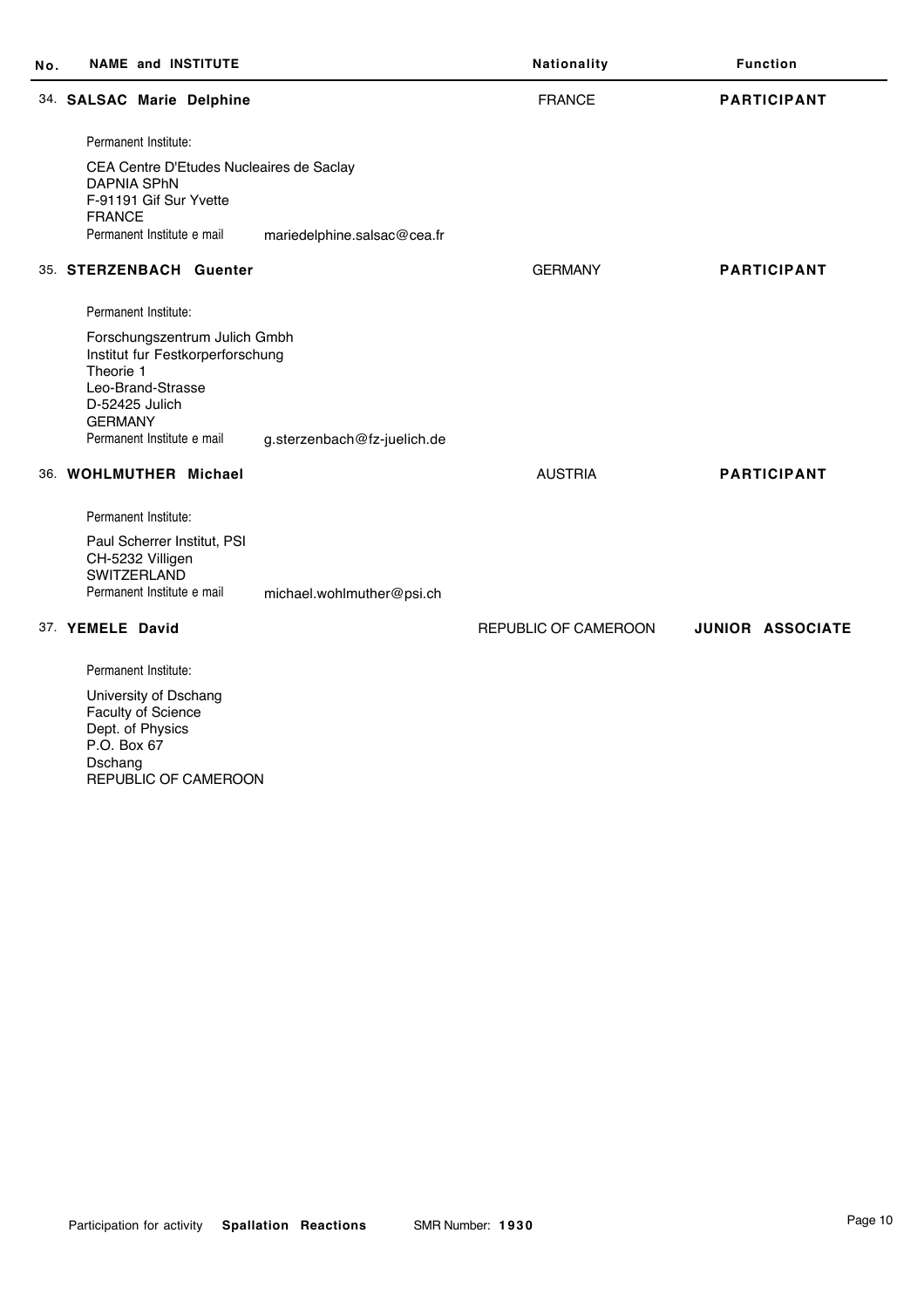| No. | NAME and INSTITUTE | Nationality | Function |
|---|---|---|---|
| 34. | **SALSAC Marie Delphine** | FRANCE | **PARTICIPANT** |
| 35. | **STERZENBACH Guenter** | GERMANY | **PARTICIPANT** |
| 36. | **WOHLMUTHER Michael** | AUSTRIA | **PARTICIPANT** |
| 37. | **YEMELE David** | REPUBLIC OF CAMEROON | **JUNIOR ASSOCIATE** |

**34. SALSAC Marie Delphine** — FRANCE — **PARTICIPANT**

Permanent Institute:

CEA Centre D'Etudes Nucleaires de Saclay
DAPNIA SPhN
F-91191 Gif Sur Yvette
FRANCE

Permanent Institute e mail: mariedelphine.salsac@cea.fr

**35. STERZENBACH Guenter** — GERMANY — **PARTICIPANT**

Permanent Institute:

Forschungszentrum Julich Gmbh
Institut fur Festkorperforschung
Theorie 1
Leo-Brand-Strasse
D-52425 Julich
GERMANY

Permanent Institute e mail: g.sterzenbach@fz-juelich.de

**36. WOHLMUTHER Michael** — AUSTRIA — **PARTICIPANT**

Permanent Institute:

Paul Scherrer Institut, PSI
CH-5232 Villigen
SWITZERLAND

Permanent Institute e mail: michael.wohlmuther@psi.ch

**37. YEMELE David** — REPUBLIC OF CAMEROON — **JUNIOR ASSOCIATE**

Permanent Institute:

University of Dschang
Faculty of Science
Dept. of Physics
P.O. Box 67
Dschang
REPUBLIC OF CAMEROON

Participation for activity **Spallation Reactions** SMR Number: **1930**